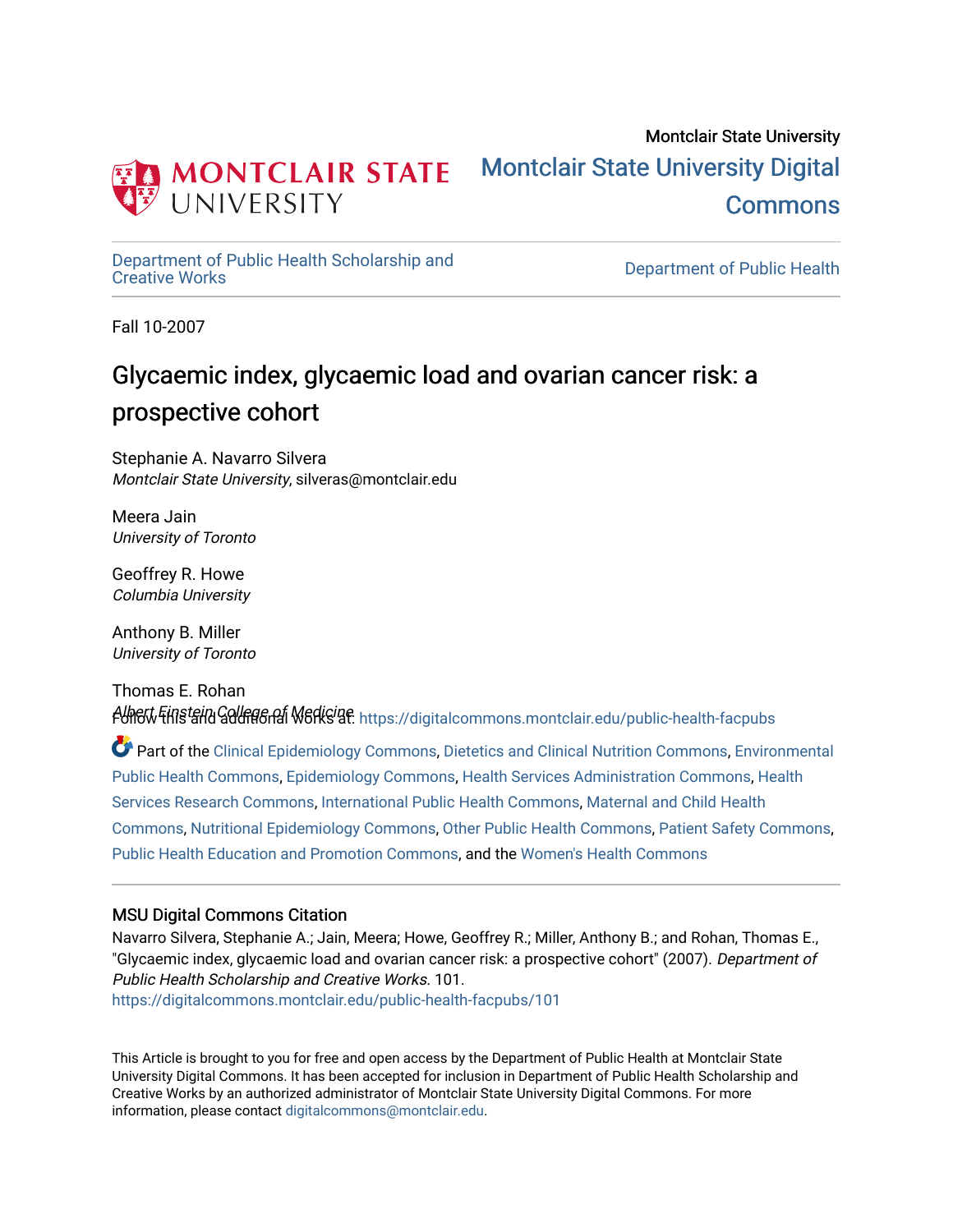Montclair State University

# Montclair State University Digital Commons

Department of Public Health Scholarship and Creative Works

Department of Public Health

Fall 10-2007

## Glycaemic index, glycaemic load and ovarian cancer risk: a prospective cohort

Stephanie A. Navarro Silvera
*Montclair State University*, silveras@montclair.edu

Meera Jain
*University of Toronto*

Geoffrey R. Howe
*Columbia University*

Anthony B. Miller
*University of Toronto*

Thomas E. Rohan
*Albert Einstein College of Medicine*

Follow this and additional works at: https://digitalcommons.montclair.edu/public-health-facpubs

Part of the Clinical Epidemiology Commons, Dietetics and Clinical Nutrition Commons, Environmental Public Health Commons, Epidemiology Commons, Health Services Administration Commons, Health Services Research Commons, International Public Health Commons, Maternal and Child Health Commons, Nutritional Epidemiology Commons, Other Public Health Commons, Patient Safety Commons, Public Health Education and Promotion Commons, and the Women's Health Commons

### MSU Digital Commons Citation

Navarro Silvera, Stephanie A.; Jain, Meera; Howe, Geoffrey R.; Miller, Anthony B.; and Rohan, Thomas E., "Glycaemic index, glycaemic load and ovarian cancer risk: a prospective cohort" (2007). *Department of Public Health Scholarship and Creative Works*. 101.
https://digitalcommons.montclair.edu/public-health-facpubs/101

This Article is brought to you for free and open access by the Department of Public Health at Montclair State University Digital Commons. It has been accepted for inclusion in Department of Public Health Scholarship and Creative Works by an authorized administrator of Montclair State University Digital Commons. For more information, please contact digitalcommons@montclair.edu.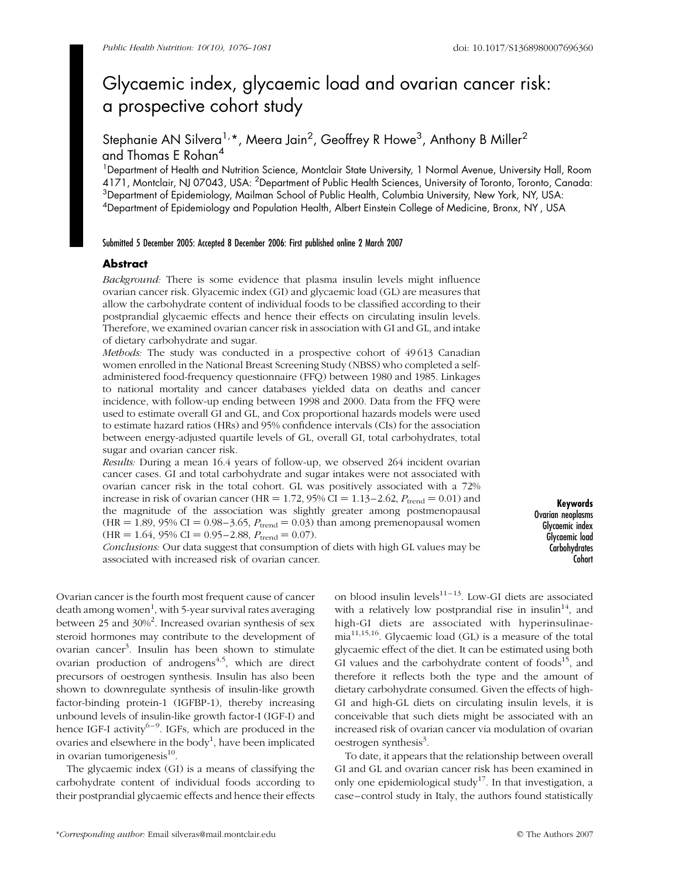# Glycaemic index, glycaemic load and ovarian cancer risk: a prospective cohort study

Stephanie AN Silvera[1,*], Meera Jain[2], Geoffrey R Howe[3], Anthony B Miller[2] and Thomas E Rohan[4]

[1]Department of Health and Nutrition Science, Montclair State University, 1 Normal Avenue, University Hall, Room 4171, Montclair, NJ 07043, USA: [2]Department of Public Health Sciences, University of Toronto, Toronto, Canada: [3]Department of Epidemiology, Mailman School of Public Health, Columbia University, New York, NY, USA: [4]Department of Epidemiology and Population Health, Albert Einstein College of Medicine, Bronx, NY , USA

Submitted 5 December 2005: Accepted 8 December 2006: First published online 2 March 2007

## Abstract

*Background:* There is some evidence that plasma insulin levels might influence ovarian cancer risk. Glyacemic index (GI) and glycaemic load (GL) are measures that allow the carbohydrate content of individual foods to be classified according to their postprandial glycaemic effects and hence their effects on circulating insulin levels. Therefore, we examined ovarian cancer risk in association with GI and GL, and intake of dietary carbohydrate and sugar.

*Methods:* The study was conducted in a prospective cohort of 49 613 Canadian women enrolled in the National Breast Screening Study (NBSS) who completed a self-administered food-frequency questionnaire (FFQ) between 1980 and 1985. Linkages to national mortality and cancer databases yielded data on deaths and cancer incidence, with follow-up ending between 1998 and 2000. Data from the FFQ were used to estimate overall GI and GL, and Cox proportional hazards models were used to estimate hazard ratios (HRs) and 95% confidence intervals (CIs) for the association between energy-adjusted quartile levels of GL, overall GI, total carbohydrates, total sugar and ovarian cancer risk.

*Results:* During a mean 16.4 years of follow-up, we observed 264 incident ovarian cancer cases. GI and total carbohydrate and sugar intakes were not associated with ovarian cancer risk in the total cohort. GL was positively associated with a 72% increase in risk of ovarian cancer (HR = 1.72, 95% CI = 1.13–2.62, $P_{\text{trend}} = 0.01$) and the magnitude of the association was slightly greater among postmenopausal (HR = 1.89, 95% CI = 0.98–3.65, $P_{\text{trend}} = 0.03$) than among premenopausal women (HR = 1.64, 95% CI = 0.95–2.88, $P_{\text{trend}} = 0.07$).

*Conclusions:* Our data suggest that consumption of diets with high GL values may be associated with increased risk of ovarian cancer.

**Keywords**
Ovarian neoplasms
Glycaemic index
Glycaemic load
Carbohydrates
Cohort

Ovarian cancer is the fourth most frequent cause of cancer death among women[1], with 5-year survival rates averaging between 25 and 30%[2]. Increased ovarian synthesis of sex steroid hormones may contribute to the development of ovarian cancer[3]. Insulin has been shown to stimulate ovarian production of androgens[4,5], which are direct precursors of oestrogen synthesis. Insulin has also been shown to downregulate synthesis of insulin-like growth factor-binding protein-1 (IGFBP-1), thereby increasing unbound levels of insulin-like growth factor-I (IGF-I) and hence IGF-I activity[6–9]. IGFs, which are produced in the ovaries and elsewhere in the body[1], have been implicated in ovarian tumorigenesis[10].

The glycaemic index (GI) is a means of classifying the carbohydrate content of individual foods according to their postprandial glycaemic effects and hence their effects on blood insulin levels[11–13]. Low-GI diets are associated with a relatively low postprandial rise in insulin[14], and high-GI diets are associated with hyperinsulinaemia[11,15,16]. Glycaemic load (GL) is a measure of the total glycaemic effect of the diet. It can be estimated using both GI values and the carbohydrate content of foods[15], and therefore it reflects both the type and the amount of dietary carbohydrate consumed. Given the effects of high-GI and high-GL diets on circulating insulin levels, it is conceivable that such diets might be associated with an increased risk of ovarian cancer via modulation of ovarian oestrogen synthesis[3].

To date, it appears that the relationship between overall GI and GL and ovarian cancer risk has been examined in only one epidemiological study[17]. In that investigation, a case–control study in Italy, the authors found statistically

*Corresponding author: Email silveras@mail.montclair.edu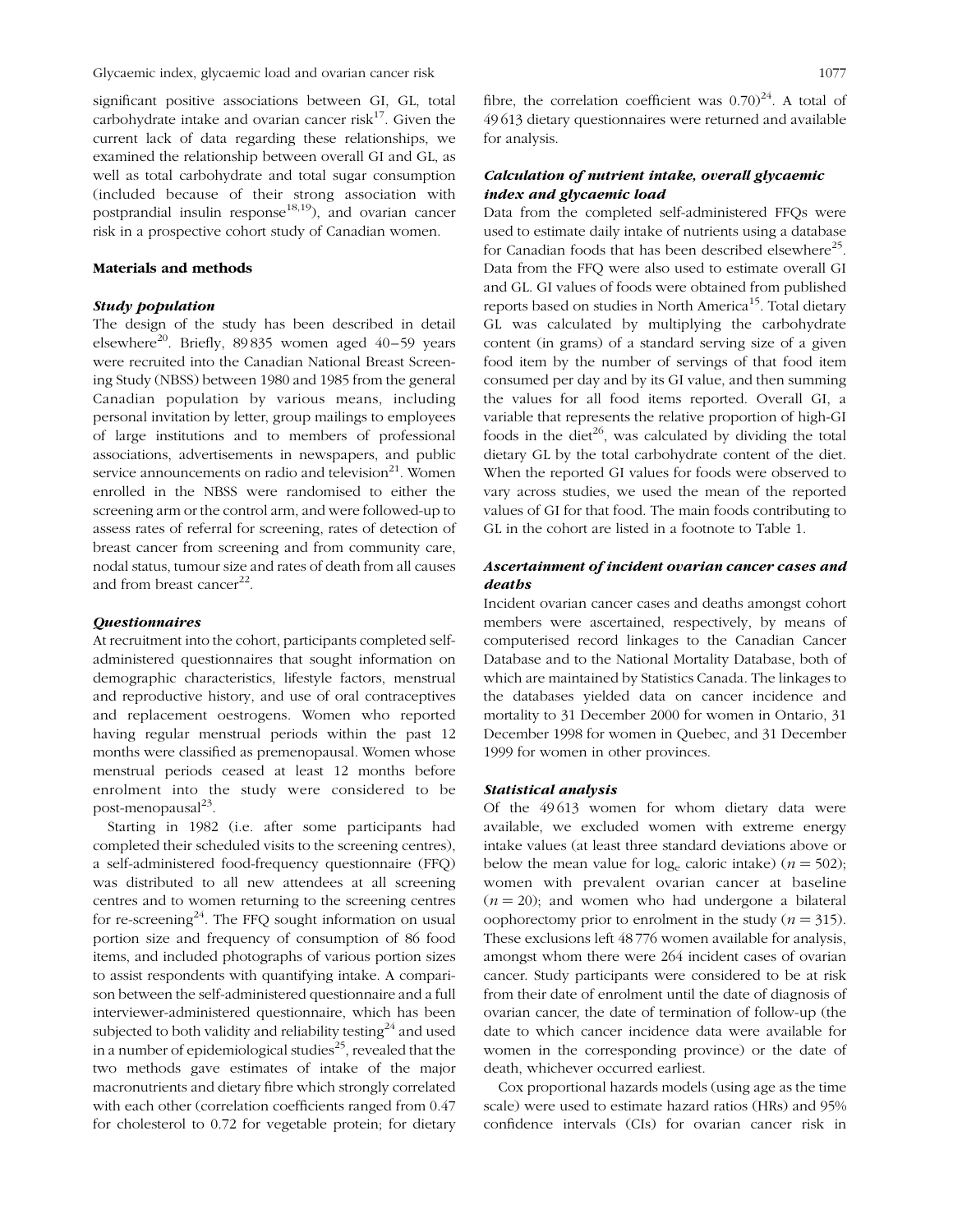significant positive associations between GI, GL, total carbohydrate intake and ovarian cancer risk[17]. Given the current lack of data regarding these relationships, we examined the relationship between overall GI and GL, as well as total carbohydrate and total sugar consumption (included because of their strong association with postprandial insulin response[18,19]), and ovarian cancer risk in a prospective cohort study of Canadian women.

## Materials and methods

### Study population

The design of the study has been described in detail elsewhere[20]. Briefly, 89 835 women aged 40–59 years were recruited into the Canadian National Breast Screening Study (NBSS) between 1980 and 1985 from the general Canadian population by various means, including personal invitation by letter, group mailings to employees of large institutions and to members of professional associations, advertisements in newspapers, and public service announcements on radio and television[21]. Women enrolled in the NBSS were randomised to either the screening arm or the control arm, and were followed-up to assess rates of referral for screening, rates of detection of breast cancer from screening and from community care, nodal status, tumour size and rates of death from all causes and from breast cancer[22].

### Questionnaires

At recruitment into the cohort, participants completed self-administered questionnaires that sought information on demographic characteristics, lifestyle factors, menstrual and reproductive history, and use of oral contraceptives and replacement oestrogens. Women who reported having regular menstrual periods within the past 12 months were classified as premenopausal. Women whose menstrual periods ceased at least 12 months before enrolment into the study were considered to be post-menopausal[23].

Starting in 1982 (i.e. after some participants had completed their scheduled visits to the screening centres), a self-administered food-frequency questionnaire (FFQ) was distributed to all new attendees at all screening centres and to women returning to the screening centres for re-screening[24]. The FFQ sought information on usual portion size and frequency of consumption of 86 food items, and included photographs of various portion sizes to assist respondents with quantifying intake. A comparison between the self-administered questionnaire and a full interviewer-administered questionnaire, which has been subjected to both validity and reliability testing[24] and used in a number of epidemiological studies[25], revealed that the two methods gave estimates of intake of the major macronutrients and dietary fibre which strongly correlated with each other (correlation coefficients ranged from 0.47 for cholesterol to 0.72 for vegetable protein; for dietary fibre, the correlation coefficient was 0.70)[24]. A total of 49 613 dietary questionnaires were returned and available for analysis.

### Calculation of nutrient intake, overall glycaemic index and glycaemic load

Data from the completed self-administered FFQs were used to estimate daily intake of nutrients using a database for Canadian foods that has been described elsewhere[25]. Data from the FFQ were also used to estimate overall GI and GL. GI values of foods were obtained from published reports based on studies in North America[15]. Total dietary GL was calculated by multiplying the carbohydrate content (in grams) of a standard serving size of a given food item by the number of servings of that food item consumed per day and by its GI value, and then summing the values for all food items reported. Overall GI, a variable that represents the relative proportion of high-GI foods in the diet[26], was calculated by dividing the total dietary GL by the total carbohydrate content of the diet. When the reported GI values for foods were observed to vary across studies, we used the mean of the reported values of GI for that food. The main foods contributing to GL in the cohort are listed in a footnote to Table 1.

### Ascertainment of incident ovarian cancer cases and deaths

Incident ovarian cancer cases and deaths amongst cohort members were ascertained, respectively, by means of computerised record linkages to the Canadian Cancer Database and to the National Mortality Database, both of which are maintained by Statistics Canada. The linkages to the databases yielded data on cancer incidence and mortality to 31 December 2000 for women in Ontario, 31 December 1998 for women in Quebec, and 31 December 1999 for women in other provinces.

### Statistical analysis

Of the 49 613 women for whom dietary data were available, we excluded women with extreme energy intake values (at least three standard deviations above or below the mean value for $\log_e$ caloric intake) ($n = 502$); women with prevalent ovarian cancer at baseline ($n = 20$); and women who had undergone a bilateral oophorectomy prior to enrolment in the study ($n = 315$). These exclusions left 48 776 women available for analysis, amongst whom there were 264 incident cases of ovarian cancer. Study participants were considered to be at risk from their date of enrolment until the date of diagnosis of ovarian cancer, the date of termination of follow-up (the date to which cancer incidence data were available for women in the corresponding province) or the date of death, whichever occurred earliest.

Cox proportional hazards models (using age as the time scale) were used to estimate hazard ratios (HRs) and 95% confidence intervals (CIs) for ovarian cancer risk in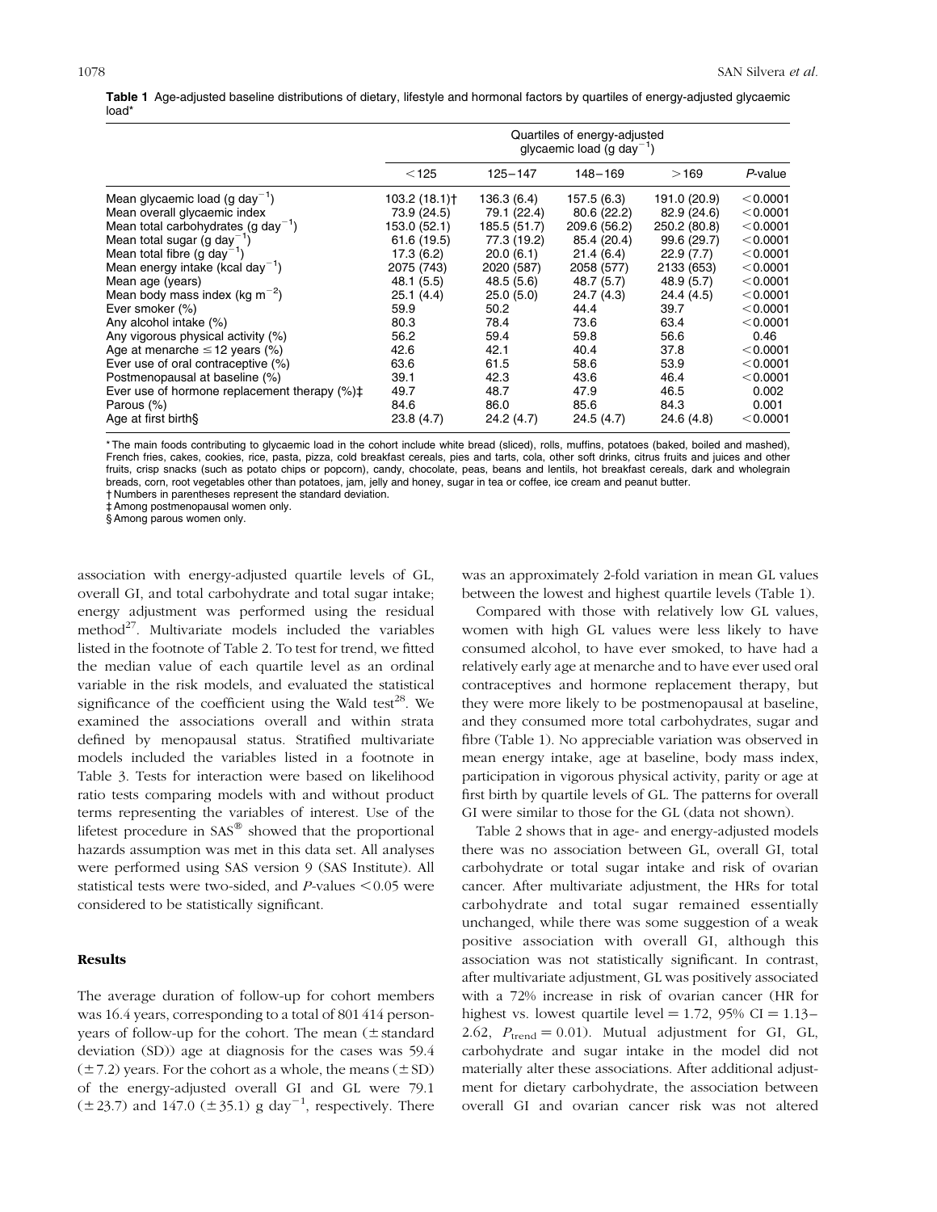**Table 1** Age-adjusted baseline distributions of dietary, lifestyle and hormonal factors by quartiles of energy-adjusted glycaemic load*

| | Quartiles of energy-adjusted glycaemic load (g day$^{-1}$) | | | | |
|---|---|---|---|---|---|
| | <125 | 125–147 | 148–169 | >169 | *P*-value |
| Mean glycaemic load (g day$^{-1}$) | 103.2 (18.1)† | 136.3 (6.4) | 157.5 (6.3) | 191.0 (20.9) | <0.0001 |
| Mean overall glycaemic index | 73.9 (24.5) | 79.1 (22.4) | 80.6 (22.2) | 82.9 (24.6) | <0.0001 |
| Mean total carbohydrates (g day$^{-1}$) | 153.0 (52.1) | 185.5 (51.7) | 209.6 (56.2) | 250.2 (80.8) | <0.0001 |
| Mean total sugar (g day$^{-1}$) | 61.6 (19.5) | 77.3 (19.2) | 85.4 (20.4) | 99.6 (29.7) | <0.0001 |
| Mean total fibre (g day$^{-1}$) | 17.3 (6.2) | 20.0 (6.1) | 21.4 (6.4) | 22.9 (7.7) | <0.0001 |
| Mean energy intake (kcal day$^{-1}$) | 2075 (743) | 2020 (587) | 2058 (577) | 2133 (653) | <0.0001 |
| Mean age (years) | 48.1 (5.5) | 48.5 (5.6) | 48.7 (5.7) | 48.9 (5.7) | <0.0001 |
| Mean body mass index (kg m$^{-2}$) | 25.1 (4.4) | 25.0 (5.0) | 24.7 (4.3) | 24.4 (4.5) | <0.0001 |
| Ever smoker (%) | 59.9 | 50.2 | 44.4 | 39.7 | <0.0001 |
| Any alcohol intake (%) | 80.3 | 78.4 | 73.6 | 63.4 | <0.0001 |
| Any vigorous physical activity (%) | 56.2 | 59.4 | 59.8 | 56.6 | 0.46 |
| Age at menarche ≤12 years (%) | 42.6 | 42.1 | 40.4 | 37.8 | <0.0001 |
| Ever use of oral contraceptive (%) | 63.6 | 61.5 | 58.6 | 53.9 | <0.0001 |
| Postmenopausal at baseline (%) | 39.1 | 42.3 | 43.6 | 46.4 | <0.0001 |
| Ever use of hormone replacement therapy (%)‡ | 49.7 | 48.7 | 47.9 | 46.5 | 0.002 |
| Parous (%) | 84.6 | 86.0 | 85.6 | 84.3 | 0.001 |
| Age at first birth§ | 23.8 (4.7) | 24.2 (4.7) | 24.5 (4.7) | 24.6 (4.8) | <0.0001 |

* The main foods contributing to glycaemic load in the cohort include white bread (sliced), rolls, muffins, potatoes (baked, boiled and mashed), French fries, cakes, cookies, rice, pasta, pizza, cold breakfast cereals, pies and tarts, cola, other soft drinks, citrus fruits and juices and other fruits, crisp snacks (such as potato chips or popcorn), candy, chocolate, peas, beans and lentils, hot breakfast cereals, dark and wholegrain breads, corn, root vegetables other than potatoes, jam, jelly and honey, sugar in tea or coffee, ice cream and peanut butter.
† Numbers in parentheses represent the standard deviation.
‡ Among postmenopausal women only.
§ Among parous women only.

association with energy-adjusted quartile levels of GL, overall GI, and total carbohydrate and total sugar intake; energy adjustment was performed using the residual method[27]. Multivariate models included the variables listed in the footnote of Table 2. To test for trend, we fitted the median value of each quartile level as an ordinal variable in the risk models, and evaluated the statistical significance of the coefficient using the Wald test[28]. We examined the associations overall and within strata defined by menopausal status. Stratified multivariate models included the variables listed in a footnote in Table 3. Tests for interaction were based on likelihood ratio tests comparing models with and without product terms representing the variables of interest. Use of the lifetest procedure in SAS® showed that the proportional hazards assumption was met in this data set. All analyses were performed using SAS version 9 (SAS Institute). All statistical tests were two-sided, and *P*-values <0.05 were considered to be statistically significant.

## Results

The average duration of follow-up for cohort members was 16.4 years, corresponding to a total of 801 414 person-years of follow-up for the cohort. The mean (± standard deviation (SD)) age at diagnosis for the cases was 59.4 (±7.2) years. For the cohort as a whole, the means (±SD) of the energy-adjusted overall GI and GL were 79.1 (±23.7) and 147.0 (±35.1) g day$^{-1}$, respectively. There was an approximately 2-fold variation in mean GL values between the lowest and highest quartile levels (Table 1).

Compared with those with relatively low GL values, women with high GL values were less likely to have consumed alcohol, to have ever smoked, to have had a relatively early age at menarche and to have ever used oral contraceptives and hormone replacement therapy, but they were more likely to be postmenopausal at baseline, and they consumed more total carbohydrates, sugar and fibre (Table 1). No appreciable variation was observed in mean energy intake, age at baseline, body mass index, participation in vigorous physical activity, parity or age at first birth by quartile levels of GL. The patterns for overall GI were similar to those for the GL (data not shown).

Table 2 shows that in age- and energy-adjusted models there was no association between GL, overall GI, total carbohydrate or total sugar intake and risk of ovarian cancer. After multivariate adjustment, the HRs for total carbohydrate and total sugar remained essentially unchanged, while there was some suggestion of a weak positive association with overall GI, although this association was not statistically significant. In contrast, after multivariate adjustment, GL was positively associated with a 72% increase in risk of ovarian cancer (HR for highest vs. lowest quartile level = 1.72, 95% CI = 1.13–2.62, $P_{\text{trend}} = 0.01$). Mutual adjustment for GI, GL, carbohydrate and sugar intake in the model did not materially alter these associations. After additional adjustment for dietary carbohydrate, the association between overall GI and ovarian cancer risk was not altered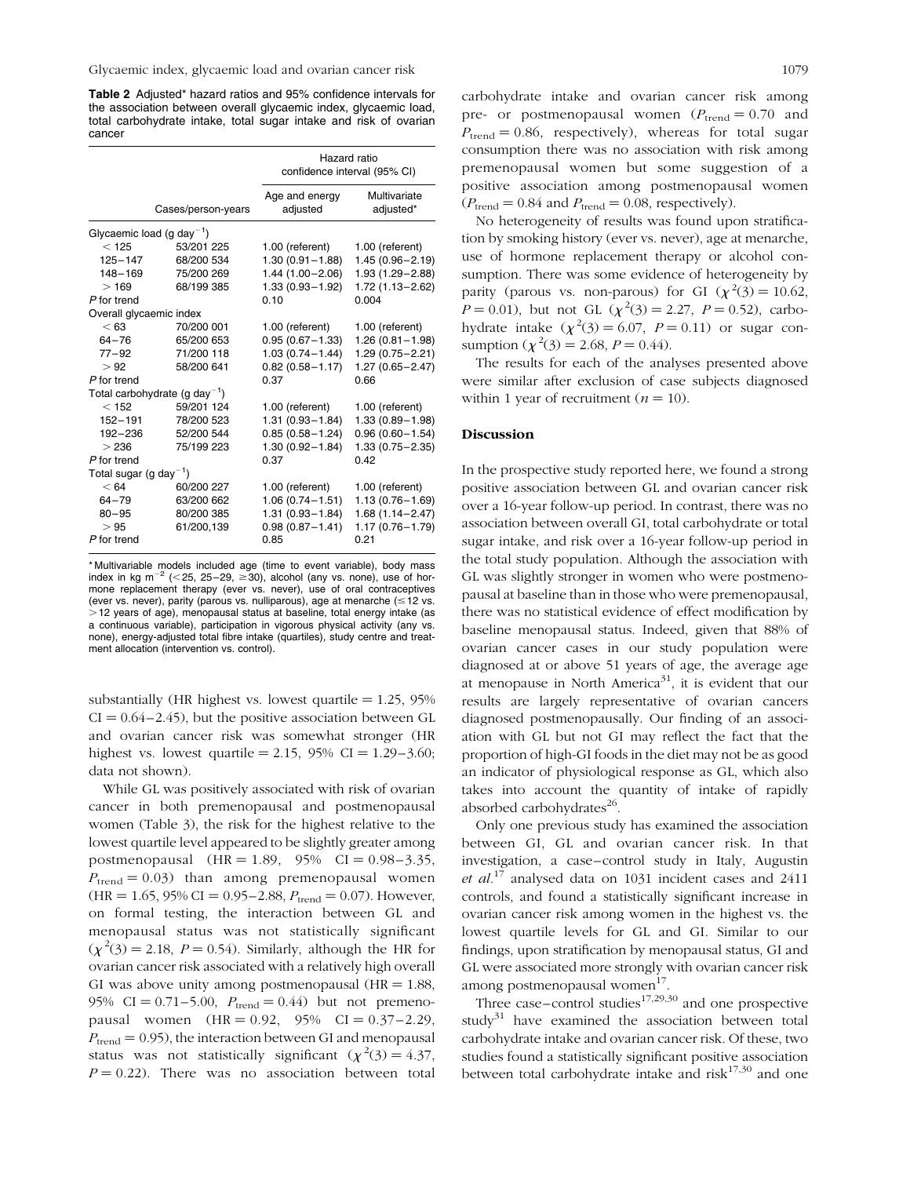**Table 2** Adjusted* hazard ratios and 95% confidence intervals for the association between overall glycaemic index, glycaemic load, total carbohydrate intake, total sugar intake and risk of ovarian cancer

| | | Hazard ratio confidence interval (95% CI) | |
|---|---|---|---|
| | Cases/person-years | Age and energy adjusted | Multivariate adjusted* |
| Glycaemic load (g day$^{-1}$) | | | |
| < 125 | 53/201 225 | 1.00 (referent) | 1.00 (referent) |
| 125–147 | 68/200 534 | 1.30 (0.91–1.88) | 1.45 (0.96–2.19) |
| 148–169 | 75/200 269 | 1.44 (1.00–2.06) | 1.93 (1.29–2.88) |
| > 169 | 68/199 385 | 1.33 (0.93–1.92) | 1.72 (1.13–2.62) |
| P for trend | | 0.10 | 0.004 |
| Overall glycaemic index | | | |
| < 63 | 70/200 001 | 1.00 (referent) | 1.00 (referent) |
| 64–76 | 65/200 653 | 0.95 (0.67–1.33) | 1.26 (0.81–1.98) |
| 77–92 | 71/200 118 | 1.03 (0.74–1.44) | 1.29 (0.75–2.21) |
| > 92 | 58/200 641 | 0.82 (0.58–1.17) | 1.27 (0.65–2.47) |
| P for trend | | 0.37 | 0.66 |
| Total carbohydrate (g day$^{-1}$) | | | |
| < 152 | 59/201 124 | 1.00 (referent) | 1.00 (referent) |
| 152–191 | 78/200 523 | 1.31 (0.93–1.84) | 1.33 (0.89–1.98) |
| 192–236 | 52/200 544 | 0.85 (0.58–1.24) | 0.96 (0.60–1.54) |
| > 236 | 75/199 223 | 1.30 (0.92–1.84) | 1.33 (0.75–2.35) |
| P for trend | | 0.37 | 0.42 |
| Total sugar (g day$^{-1}$) | | | |
| < 64 | 60/200 227 | 1.00 (referent) | 1.00 (referent) |
| 64–79 | 63/200 662 | 1.06 (0.74–1.51) | 1.13 (0.76–1.69) |
| 80–95 | 80/200 385 | 1.31 (0.93–1.84) | 1.68 (1.14–2.47) |
| > 95 | 61/200,139 | 0.98 (0.87–1.41) | 1.17 (0.76–1.79) |
| P for trend | | 0.85 | 0.21 |

*Multivariable models included age (time to event variable), body mass index in kg m$^{-2}$ (<25, 25–29, ≥30), alcohol (any vs. none), use of hormone replacement therapy (ever vs. never), use of oral contraceptives (ever vs. never), parity (parous vs. nulliparous), age at menarche (≤12 vs. >12 years of age), menopausal status at baseline, total energy intake (as a continuous variable), participation in vigorous physical activity (any vs. none), energy-adjusted total fibre intake (quartiles), study centre and treatment allocation (intervention vs. control).

substantially (HR highest vs. lowest quartile = 1.25, 95% CI = 0.64–2.45), but the positive association between GL and ovarian cancer risk was somewhat stronger (HR highest vs. lowest quartile = 2.15, 95% CI = 1.29–3.60; data not shown).

While GL was positively associated with risk of ovarian cancer in both premenopausal and postmenopausal women (Table 3), the risk for the highest relative to the lowest quartile level appeared to be slightly greater among postmenopausal (HR = 1.89, 95% CI = 0.98–3.35, $P_{\text{trend}} = 0.03$) than among premenopausal women (HR = 1.65, 95% CI = 0.95–2.88, $P_{\text{trend}} = 0.07$). However, on formal testing, the interaction between GL and menopausal status was not statistically significant ($\chi^2(3) = 2.18$, $P = 0.54$). Similarly, although the HR for ovarian cancer risk associated with a relatively high overall GI was above unity among postmenopausal (HR = 1.88, 95% CI = 0.71–5.00, $P_{\text{trend}} = 0.44$) but not premenopausal women (HR = 0.92, 95% CI = 0.37–2.29, $P_{\text{trend}} = 0.95$), the interaction between GI and menopausal status was not statistically significant ($\chi^2(3) = 4.37$, $P = 0.22$). There was no association between total carbohydrate intake and ovarian cancer risk among pre- or postmenopausal women ($P_{\text{trend}} = 0.70$ and $P_{\text{trend}} = 0.86$, respectively), whereas for total sugar consumption there was no association with risk among premenopausal women but some suggestion of a positive association among postmenopausal women ($P_{\text{trend}} = 0.84$ and $P_{\text{trend}} = 0.08$, respectively).

No heterogeneity of results was found upon stratification by smoking history (ever vs. never), age at menarche, use of hormone replacement therapy or alcohol consumption. There was some evidence of heterogeneity by parity (parous vs. non-parous) for GI ($\chi^2(3) = 10.62$, $P = 0.01$), but not GL ($\chi^2(3) = 2.27$, $P = 0.52$), carbohydrate intake ($\chi^2(3) = 6.07$, $P = 0.11$) or sugar consumption ($\chi^2(3) = 2.68$, $P = 0.44$).

The results for each of the analyses presented above were similar after exclusion of case subjects diagnosed within 1 year of recruitment ($n = 10$).

## Discussion

In the prospective study reported here, we found a strong positive association between GL and ovarian cancer risk over a 16-year follow-up period. In contrast, there was no association between overall GI, total carbohydrate or total sugar intake, and risk over a 16-year follow-up period in the total study population. Although the association with GL was slightly stronger in women who were postmenopausal at baseline than in those who were premenopausal, there was no statistical evidence of effect modification by baseline menopausal status. Indeed, given that 88% of ovarian cancer cases in our study population were diagnosed at or above 51 years of age, the average age at menopause in North America[31], it is evident that our results are largely representative of ovarian cancers diagnosed postmenopausally. Our finding of an association with GL but not GI may reflect the fact that the proportion of high-GI foods in the diet may not be as good an indicator of physiological response as GL, which also takes into account the quantity of intake of rapidly absorbed carbohydrates[26].

Only one previous study has examined the association between GI, GL and ovarian cancer risk. In that investigation, a case–control study in Italy, Augustin *et al.*[17] analysed data on 1031 incident cases and 2411 controls, and found a statistically significant increase in ovarian cancer risk among women in the highest vs. the lowest quartile levels for GL and GI. Similar to our findings, upon stratification by menopausal status, GI and GL were associated more strongly with ovarian cancer risk among postmenopausal women[17].

Three case–control studies[17,29,30] and one prospective study[31] have examined the association between total carbohydrate intake and ovarian cancer risk. Of these, two studies found a statistically significant positive association between total carbohydrate intake and risk[17,30] and one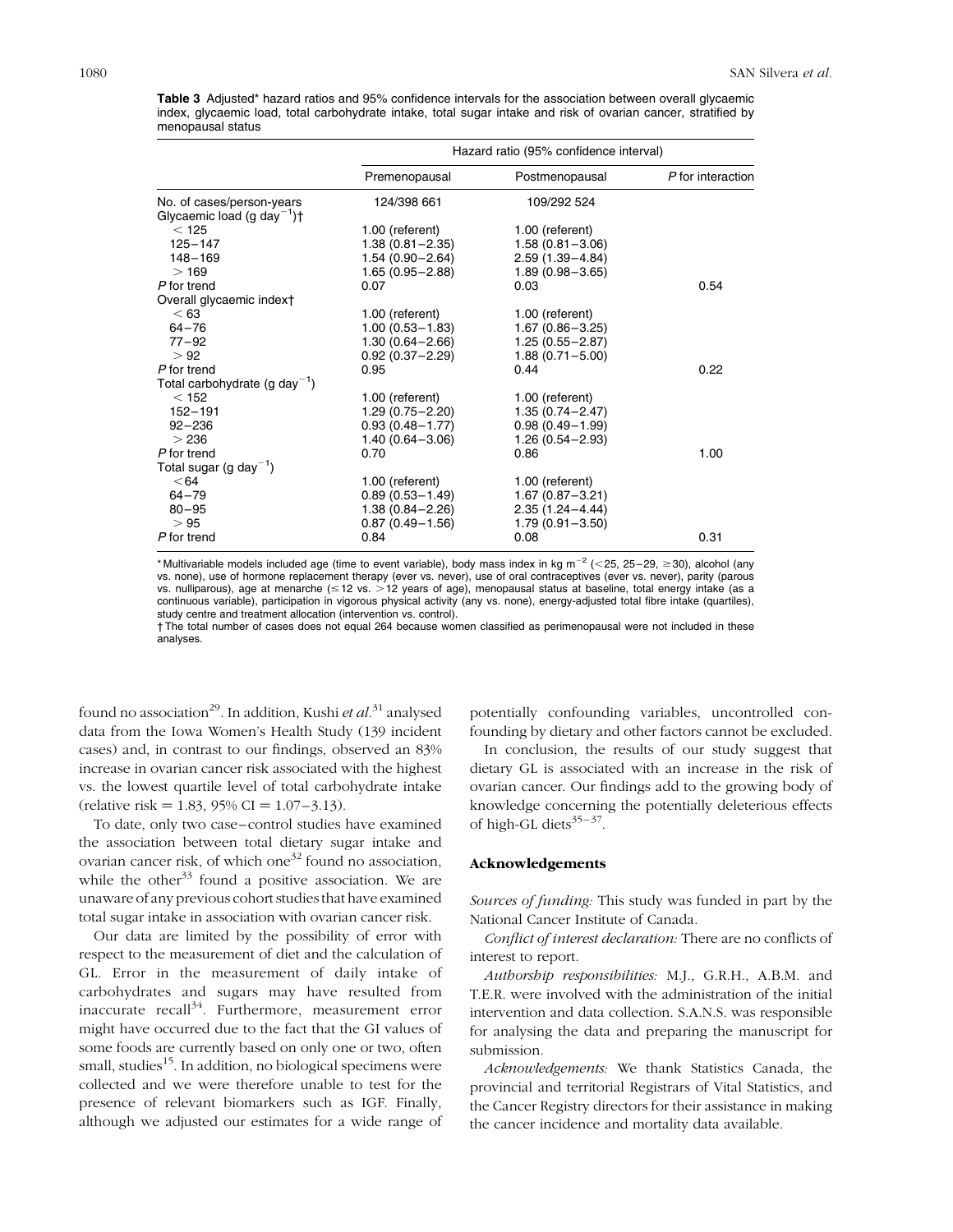**Table 3** Adjusted* hazard ratios and 95% confidence intervals for the association between overall glycaemic index, glycaemic load, total carbohydrate intake, total sugar intake and risk of ovarian cancer, stratified by menopausal status

| | Hazard ratio (95% confidence interval) | | |
|---|---|---|---|
| | Premenopausal | Postmenopausal | *P* for interaction |
| No. of cases/person-years | 124/398 661 | 109/292 524 | |
| Glycaemic load (g day$^{-1}$)† | | | |
| < 125 | 1.00 (referent) | 1.00 (referent) | |
| 125–147 | 1.38 (0.81–2.35) | 1.58 (0.81–3.06) | |
| 148–169 | 1.54 (0.90–2.64) | 2.59 (1.39–4.84) | |
| > 169 | 1.65 (0.95–2.88) | 1.89 (0.98–3.65) | |
| *P* for trend | 0.07 | 0.03 | 0.54 |
| Overall glycaemic index† | | | |
| < 63 | 1.00 (referent) | 1.00 (referent) | |
| 64–76 | 1.00 (0.53–1.83) | 1.67 (0.86–3.25) | |
| 77–92 | 1.30 (0.64–2.66) | 1.25 (0.55–2.87) | |
| > 92 | 0.92 (0.37–2.29) | 1.88 (0.71–5.00) | |
| *P* for trend | 0.95 | 0.44 | 0.22 |
| Total carbohydrate (g day$^{-1}$) | | | |
| < 152 | 1.00 (referent) | 1.00 (referent) | |
| 152–191 | 1.29 (0.75–2.20) | 1.35 (0.74–2.47) | |
| 92–236 | 0.93 (0.48–1.77) | 0.98 (0.49–1.99) | |
| > 236 | 1.40 (0.64–3.06) | 1.26 (0.54–2.93) | |
| *P* for trend | 0.70 | 0.86 | 1.00 |
| Total sugar (g day$^{-1}$) | | | |
| <64 | 1.00 (referent) | 1.00 (referent) | |
| 64–79 | 0.89 (0.53–1.49) | 1.67 (0.87–3.21) | |
| 80–95 | 1.38 (0.84–2.26) | 2.35 (1.24–4.44) | |
| > 95 | 0.87 (0.49–1.56) | 1.79 (0.91–3.50) | |
| *P* for trend | 0.84 | 0.08 | 0.31 |

*Multivariable models included age (time to event variable), body mass index in kg m$^{-2}$ (<25, 25–29, ≥30), alcohol (any vs. none), use of hormone replacement therapy (ever vs. never), use of oral contraceptives (ever vs. never), parity (parous vs. nulliparous), age at menarche (≤12 vs. >12 years of age), menopausal status at baseline, total energy intake (as a continuous variable), participation in vigorous physical activity (any vs. none), energy-adjusted total fibre intake (quartiles), study centre and treatment allocation (intervention vs. control).

† The total number of cases does not equal 264 because women classified as perimenopausal were not included in these analyses.

found no association[29]. In addition, Kushi *et al*.[31] analysed data from the Iowa Women's Health Study (139 incident cases) and, in contrast to our findings, observed an 83% increase in ovarian cancer risk associated with the highest vs. the lowest quartile level of total carbohydrate intake (relative risk = 1.83, 95% CI = 1.07–3.13).

To date, only two case–control studies have examined the association between total dietary sugar intake and ovarian cancer risk, of which one[32] found no association, while the other[33] found a positive association. We are unaware of any previous cohort studies that have examined total sugar intake in association with ovarian cancer risk.

Our data are limited by the possibility of error with respect to the measurement of diet and the calculation of GL. Error in the measurement of daily intake of carbohydrates and sugars may have resulted from inaccurate recall[34]. Furthermore, measurement error might have occurred due to the fact that the GI values of some foods are currently based on only one or two, often small, studies[15]. In addition, no biological specimens were collected and we were therefore unable to test for the presence of relevant biomarkers such as IGF. Finally, although we adjusted our estimates for a wide range of potentially confounding variables, uncontrolled confounding by dietary and other factors cannot be excluded.

In conclusion, the results of our study suggest that dietary GL is associated with an increase in the risk of ovarian cancer. Our findings add to the growing body of knowledge concerning the potentially deleterious effects of high-GL diets[35–37].

## Acknowledgements

*Sources of funding:* This study was funded in part by the National Cancer Institute of Canada.

*Conflict of interest declaration:* There are no conflicts of interest to report.

*Authorship responsibilities:* M.J., G.R.H., A.B.M. and T.E.R. were involved with the administration of the initial intervention and data collection. S.A.N.S. was responsible for analysing the data and preparing the manuscript for submission.

*Acknowledgements:* We thank Statistics Canada, the provincial and territorial Registrars of Vital Statistics, and the Cancer Registry directors for their assistance in making the cancer incidence and mortality data available.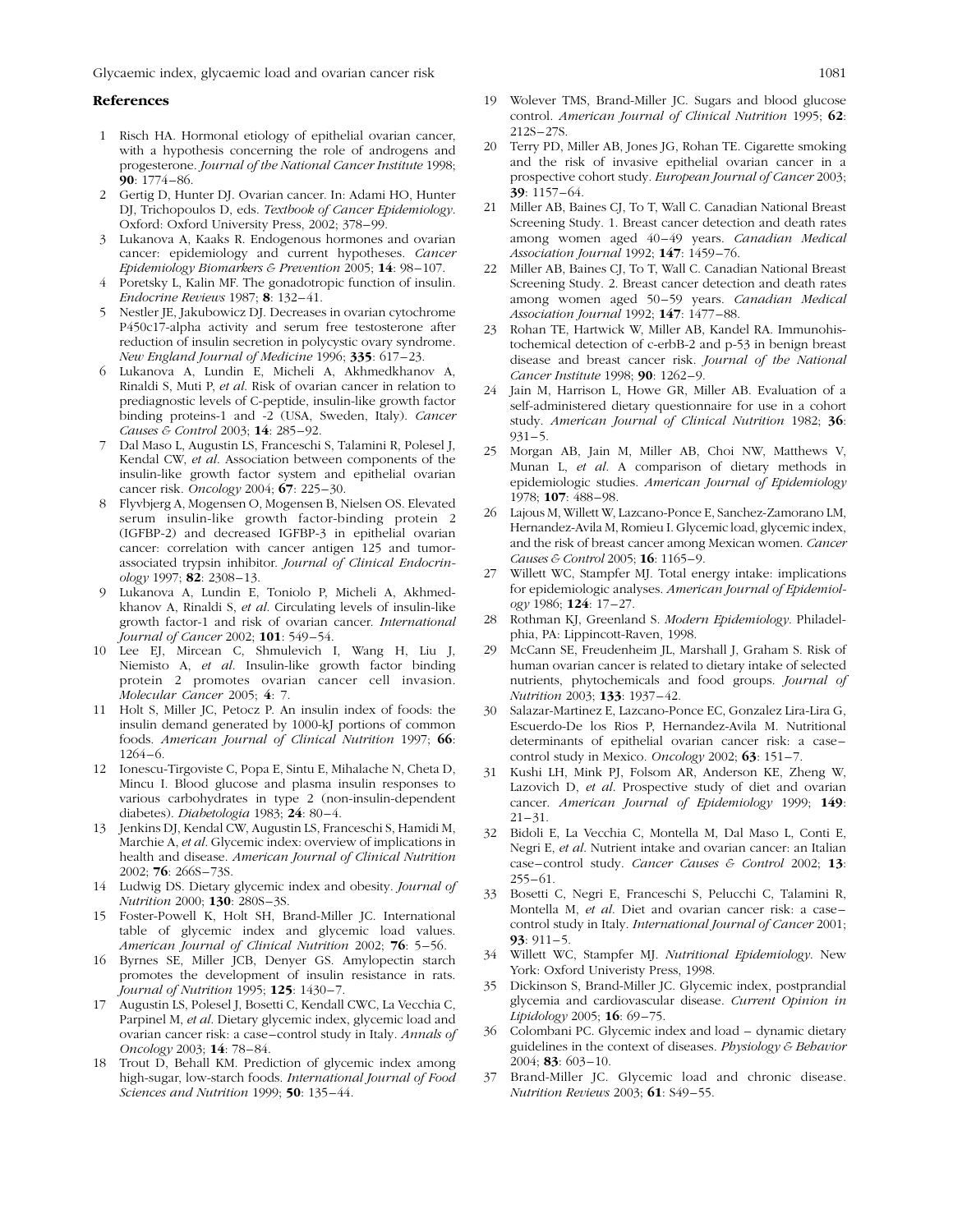## References

1. Risch HA. Hormonal etiology of epithelial ovarian cancer, with a hypothesis concerning the role of androgens and progesterone. *Journal of the National Cancer Institute* 1998; **90**: 1774–86.
2. Gertig D, Hunter DJ. Ovarian cancer. In: Adami HO, Hunter DJ, Trichopoulos D, eds. *Textbook of Cancer Epidemiology*. Oxford: Oxford University Press, 2002; 378–99.
3. Lukanova A, Kaaks R. Endogenous hormones and ovarian cancer: epidemiology and current hypotheses. *Cancer Epidemiology Biomarkers & Prevention* 2005; **14**: 98–107.
4. Poretsky L, Kalin MF. The gonadotropic function of insulin. *Endocrine Reviews* 1987; **8**: 132–41.
5. Nestler JE, Jakubowicz DJ. Decreases in ovarian cytochrome P450c17-alpha activity and serum free testosterone after reduction of insulin secretion in polycystic ovary syndrome. *New England Journal of Medicine* 1996; **335**: 617–23.
6. Lukanova A, Lundin E, Micheli A, Akhmedkhanov A, Rinaldi S, Muti P, *et al*. Risk of ovarian cancer in relation to prediagnostic levels of C-peptide, insulin-like growth factor binding proteins-1 and -2 (USA, Sweden, Italy). *Cancer Causes & Control* 2003; **14**: 285–92.
7. Dal Maso L, Augustin LS, Franceschi S, Talamini R, Polesel J, Kendal CW, *et al*. Association between components of the insulin-like growth factor system and epithelial ovarian cancer risk. *Oncology* 2004; **67**: 225–30.
8. Flyvbjerg A, Mogensen O, Mogensen B, Nielsen OS. Elevated serum insulin-like growth factor-binding protein 2 (IGFBP-2) and decreased IGFBP-3 in epithelial ovarian cancer: correlation with cancer antigen 125 and tumor-associated trypsin inhibitor. *Journal of Clinical Endocrinology* 1997; **82**: 2308–13.
9. Lukanova A, Lundin E, Toniolo P, Micheli A, Akhmedkhanov A, Rinaldi S, *et al*. Circulating levels of insulin-like growth factor-1 and risk of ovarian cancer. *International Journal of Cancer* 2002; **101**: 549–54.
10. Lee EJ, Mircean C, Shmulevich I, Wang H, Liu J, Niemisto A, *et al*. Insulin-like growth factor binding protein 2 promotes ovarian cancer cell invasion. *Molecular Cancer* 2005; **4**: 7.
11. Holt S, Miller JC, Petocz P. An insulin index of foods: the insulin demand generated by 1000-kJ portions of common foods. *American Journal of Clinical Nutrition* 1997; **66**: 1264–6.
12. Ionescu-Tirgoviste C, Popa E, Sintu E, Mihalache N, Cheta D, Mincu I. Blood glucose and plasma insulin responses to various carbohydrates in type 2 (non-insulin-dependent diabetes). *Diabetologia* 1983; **24**: 80–4.
13. Jenkins DJ, Kendal CW, Augustin LS, Franceschi S, Hamidi M, Marchie A, *et al*. Glycemic index: overview of implications in health and disease. *American Journal of Clinical Nutrition* 2002; **76**: 266S–73S.
14. Ludwig DS. Dietary glycemic index and obesity. *Journal of Nutrition* 2000; **130**: 280S–3S.
15. Foster-Powell K, Holt SH, Brand-Miller JC. International table of glycemic index and glycemic load values. *American Journal of Clinical Nutrition* 2002; **76**: 5–56.
16. Byrnes SE, Miller JCB, Denyer GS. Amylopectin starch promotes the development of insulin resistance in rats. *Journal of Nutrition* 1995; **125**: 1430–7.
17. Augustin LS, Polesel J, Bosetti C, Kendall CWC, La Vecchia C, Parpinel M, *et al*. Dietary glycemic index, glycemic load and ovarian cancer risk: a case–control study in Italy. *Annals of Oncology* 2003; **14**: 78–84.
18. Trout D, Behall KM. Prediction of glycemic index among high-sugar, low-starch foods. *International Journal of Food Sciences and Nutrition* 1999; **50**: 135–44.
19. Wolever TMS, Brand-Miller JC. Sugars and blood glucose control. *American Journal of Clinical Nutrition* 1995; **62**: 212S–27S.
20. Terry PD, Miller AB, Jones JG, Rohan TE. Cigarette smoking and the risk of invasive epithelial ovarian cancer in a prospective cohort study. *European Journal of Cancer* 2003; **39**: 1157–64.
21. Miller AB, Baines CJ, To T, Wall C. Canadian National Breast Screening Study. 1. Breast cancer detection and death rates among women aged 40–49 years. *Canadian Medical Association Journal* 1992; **147**: 1459–76.
22. Miller AB, Baines CJ, To T, Wall C. Canadian National Breast Screening Study. 2. Breast cancer detection and death rates among women aged 50–59 years. *Canadian Medical Association Journal* 1992; **147**: 1477–88.
23. Rohan TE, Hartwick W, Miller AB, Kandel RA. Immunohistochemical detection of c-erbB-2 and p-53 in benign breast disease and breast cancer risk. *Journal of the National Cancer Institute* 1998; **90**: 1262–9.
24. Jain M, Harrison L, Howe GR, Miller AB. Evaluation of a self-administered dietary questionnaire for use in a cohort study. *American Journal of Clinical Nutrition* 1982; **36**: 931–5.
25. Morgan AB, Jain M, Miller AB, Choi NW, Matthews V, Munan L, *et al*. A comparison of dietary methods in epidemiologic studies. *American Journal of Epidemiology* 1978; **107**: 488–98.
26. Lajous M, Willett W, Lazcano-Ponce E, Sanchez-Zamorano LM, Hernandez-Avila M, Romieu I. Glycemic load, glycemic index, and the risk of breast cancer among Mexican women. *Cancer Causes & Control* 2005; **16**: 1165–9.
27. Willett WC, Stampfer MJ. Total energy intake: implications for epidemiologic analyses. *American Journal of Epidemiology* 1986; **124**: 17–27.
28. Rothman KJ, Greenland S. *Modern Epidemiology*. Philadelphia, PA: Lippincott-Raven, 1998.
29. McCann SE, Freudenheim JL, Marshall J, Graham S. Risk of human ovarian cancer is related to dietary intake of selected nutrients, phytochemicals and food groups. *Journal of Nutrition* 2003; **133**: 1937–42.
30. Salazar-Martinez E, Lazcano-Ponce EC, Gonzalez Lira-Lira G, Escuerdo-De los Rios P, Hernandez-Avila M. Nutritional determinants of epithelial ovarian cancer risk: a case–control study in Mexico. *Oncology* 2002; **63**: 151–7.
31. Kushi LH, Mink PJ, Folsom AR, Anderson KE, Zheng W, Lazovich D, *et al*. Prospective study of diet and ovarian cancer. *American Journal of Epidemiology* 1999; **149**: 21–31.
32. Bidoli E, La Vecchia C, Montella M, Dal Maso L, Conti E, Negri E, *et al*. Nutrient intake and ovarian cancer: an Italian case–control study. *Cancer Causes & Control* 2002; **13**: 255–61.
33. Bosetti C, Negri E, Franceschi S, Pelucchi C, Talamini R, Montella M, *et al*. Diet and ovarian cancer risk: a case–control study in Italy. *International Journal of Cancer* 2001; **93**: 911–5.
34. Willett WC, Stampfer MJ. *Nutritional Epidemiology*. New York: Oxford Univeristy Press, 1998.
35. Dickinson S, Brand-Miller JC. Glycemic index, postprandial glycemia and cardiovascular disease. *Current Opinion in Lipidology* 2005; **16**: 69–75.
36. Colombani PC. Glycemic index and load – dynamic dietary guidelines in the context of diseases. *Physiology & Behavior* 2004; **83**: 603–10.
37. Brand-Miller JC. Glycemic load and chronic disease. *Nutrition Reviews* 2003; **61**: S49–55.